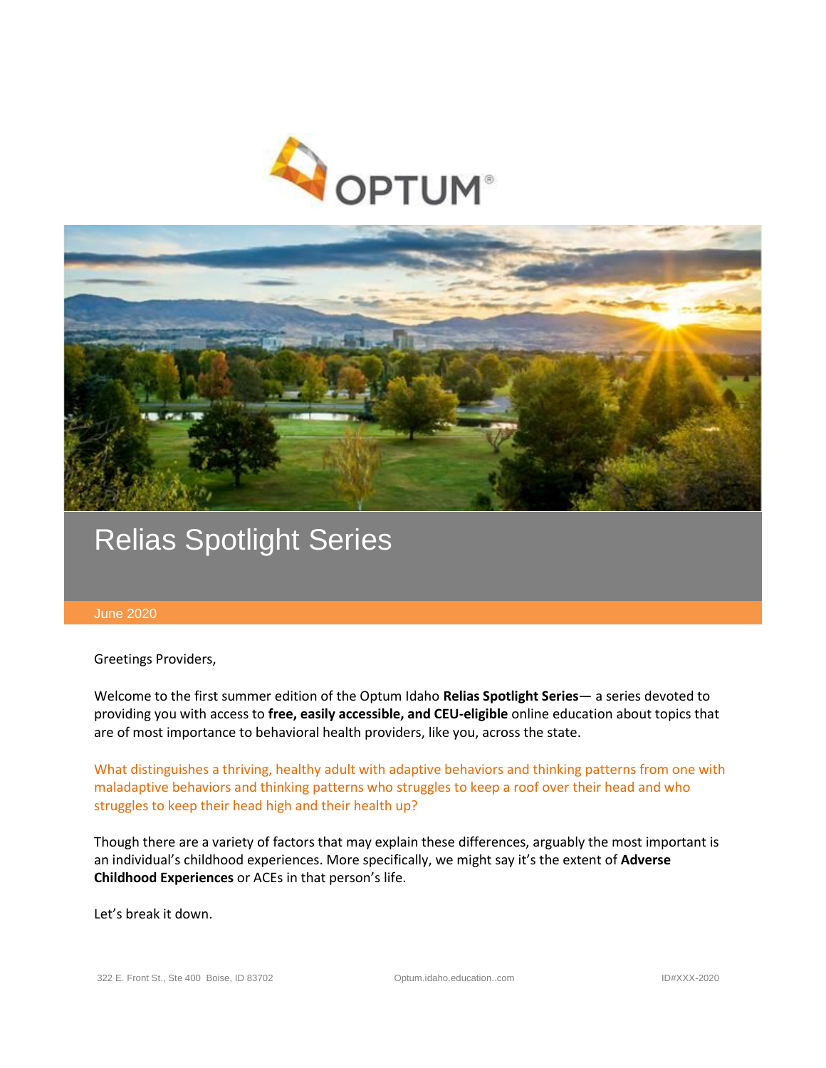# Relias Spotlight Series

June 2020

Greetings Providers,

Welcome to the first summer edition of the Optum Idaho **Relias Spotlight Series**— a series devoted to providing you with access to **free, easily accessible, and CEU-eligible** online education about topics that are of most importance to behavioral health providers, like you, across the state.

What distinguishes a thriving, healthy adult with adaptive behaviors and thinking patterns from one with maladaptive behaviors and thinking patterns who struggles to keep a roof over their head and who struggles to keep their head high and their health up?

Though there are a variety of factors that may explain these differences, arguably the most important is an individual's childhood experiences. More specifically, we might say it's the extent of **Adverse Childhood Experiences** or ACEs in that person's life.

Let's break it down.

322 E. Front St., Ste 400 Boise, ID 83702 Optum.idaho.education..com ID#XXX-2020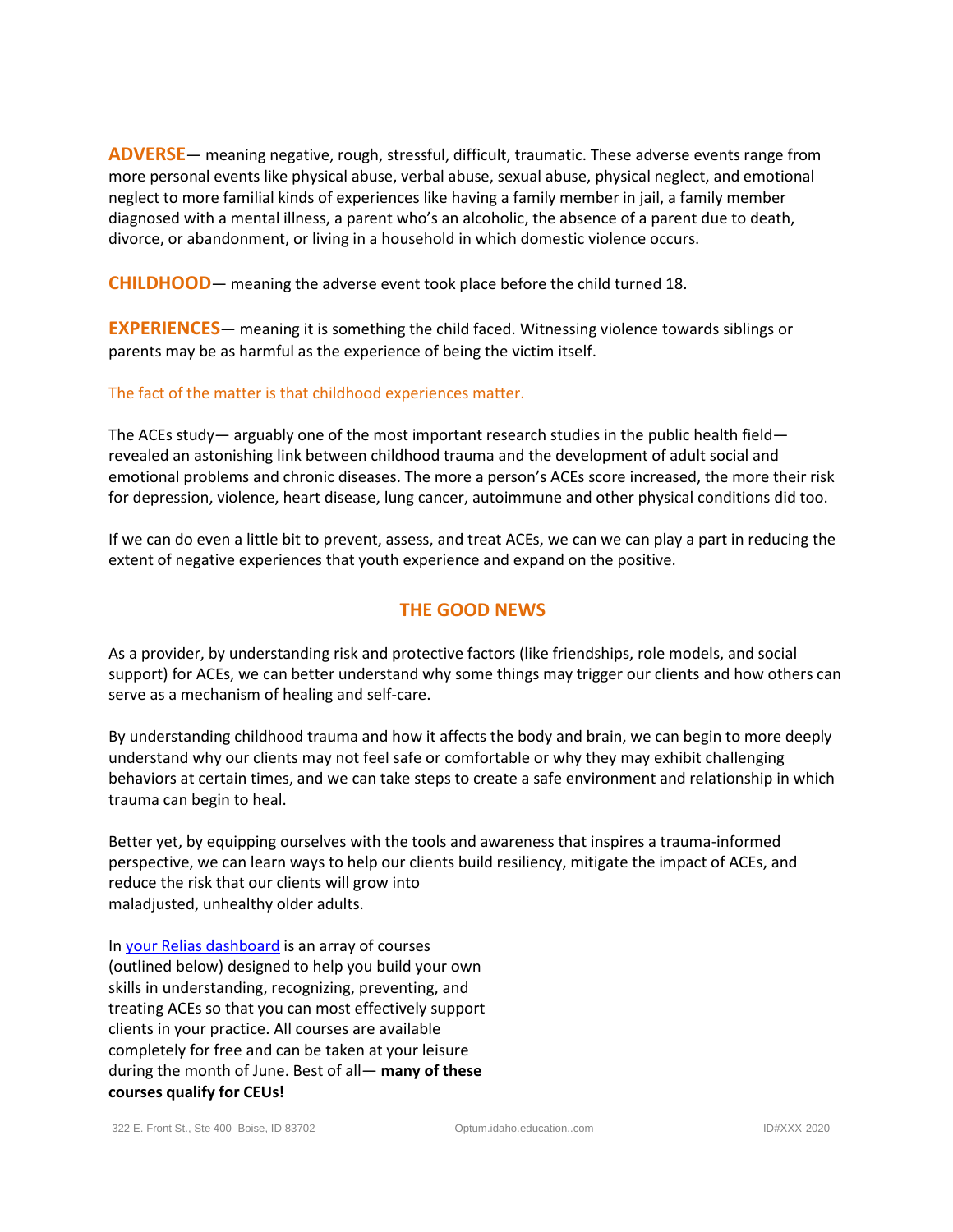**ADVERSE**— meaning negative, rough, stressful, difficult, traumatic. These adverse events range from more personal events like physical abuse, verbal abuse, sexual abuse, physical neglect, and emotional neglect to more familial kinds of experiences like having a family member in jail, a family member diagnosed with a mental illness, a parent who's an alcoholic, the absence of a parent due to death, divorce, or abandonment, or living in a household in which domestic violence occurs.

**CHILDHOOD**— meaning the adverse event took place before the child turned 18.

**EXPERIENCES**— meaning it is something the child faced. Witnessing violence towards siblings or parents may be as harmful as the experience of being the victim itself.

The fact of the matter is that childhood experiences matter.

The ACEs study— arguably one of the most important research studies in the public health field— revealed an astonishing link between childhood trauma and the development of adult social and emotional problems and chronic diseases. The more a person's ACEs score increased, the more their risk for depression, violence, heart disease, lung cancer, autoimmune and other physical conditions did too.

If we can do even a little bit to prevent, assess, and treat ACEs, we can we can play a part in reducing the extent of negative experiences that youth experience and expand on the positive.

## THE GOOD NEWS

As a provider, by understanding risk and protective factors (like friendships, role models, and social support) for ACEs, we can better understand why some things may trigger our clients and how others can serve as a mechanism of healing and self-care.

By understanding childhood trauma and how it affects the body and brain, we can begin to more deeply understand why our clients may not feel safe or comfortable or why they may exhibit challenging behaviors at certain times, and we can take steps to create a safe environment and relationship in which trauma can begin to heal.

Better yet, by equipping ourselves with the tools and awareness that inspires a trauma-informed perspective, we can learn ways to help our clients build resiliency, mitigate the impact of ACEs, and reduce the risk that our clients will grow into maladjusted, unhealthy older adults.

In [your Relias dashboard] is an array of courses (outlined below) designed to help you build your own skills in understanding, recognizing, preventing, and treating ACEs so that you can most effectively support clients in your practice. All courses are available completely for free and can be taken at your leisure during the month of June. Best of all— **many of these courses qualify for CEUs!**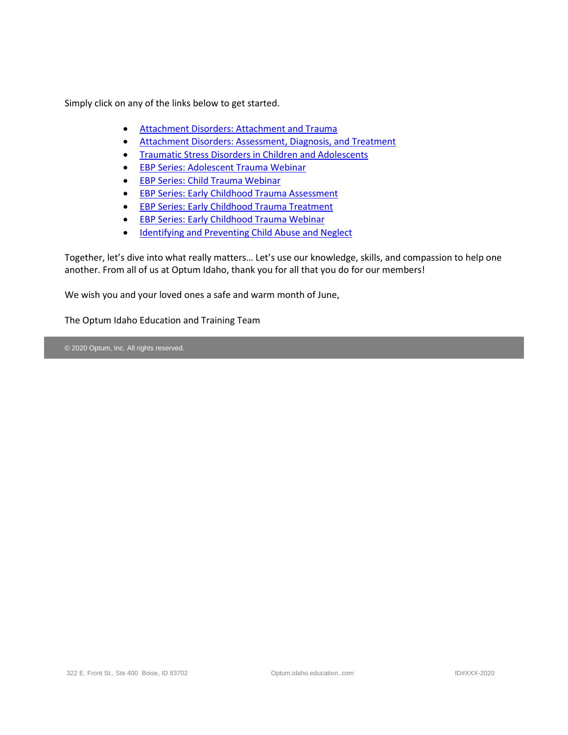Simply click on any of the links below to get started.

- Attachment Disorders: Attachment and Trauma
- Attachment Disorders: Assessment, Diagnosis, and Treatment
- Traumatic Stress Disorders in Children and Adolescents
- EBP Series: Adolescent Trauma Webinar
- EBP Series: Child Trauma Webinar
- EBP Series: Early Childhood Trauma Assessment
- EBP Series: Early Childhood Trauma Treatment
- EBP Series: Early Childhood Trauma Webinar
- Identifying and Preventing Child Abuse and Neglect

Together, let's dive into what really matters… Let's use our knowledge, skills, and compassion to help one another. From all of us at Optum Idaho, thank you for all that you do for our members!

We wish you and your loved ones a safe and warm month of June,

The Optum Idaho Education and Training Team

© 2020 Optum, Inc. All rights reserved.

322 E. Front St., Ste 400 Boise, ID 83702 Optum.idaho.education..com ID#XXX-2020